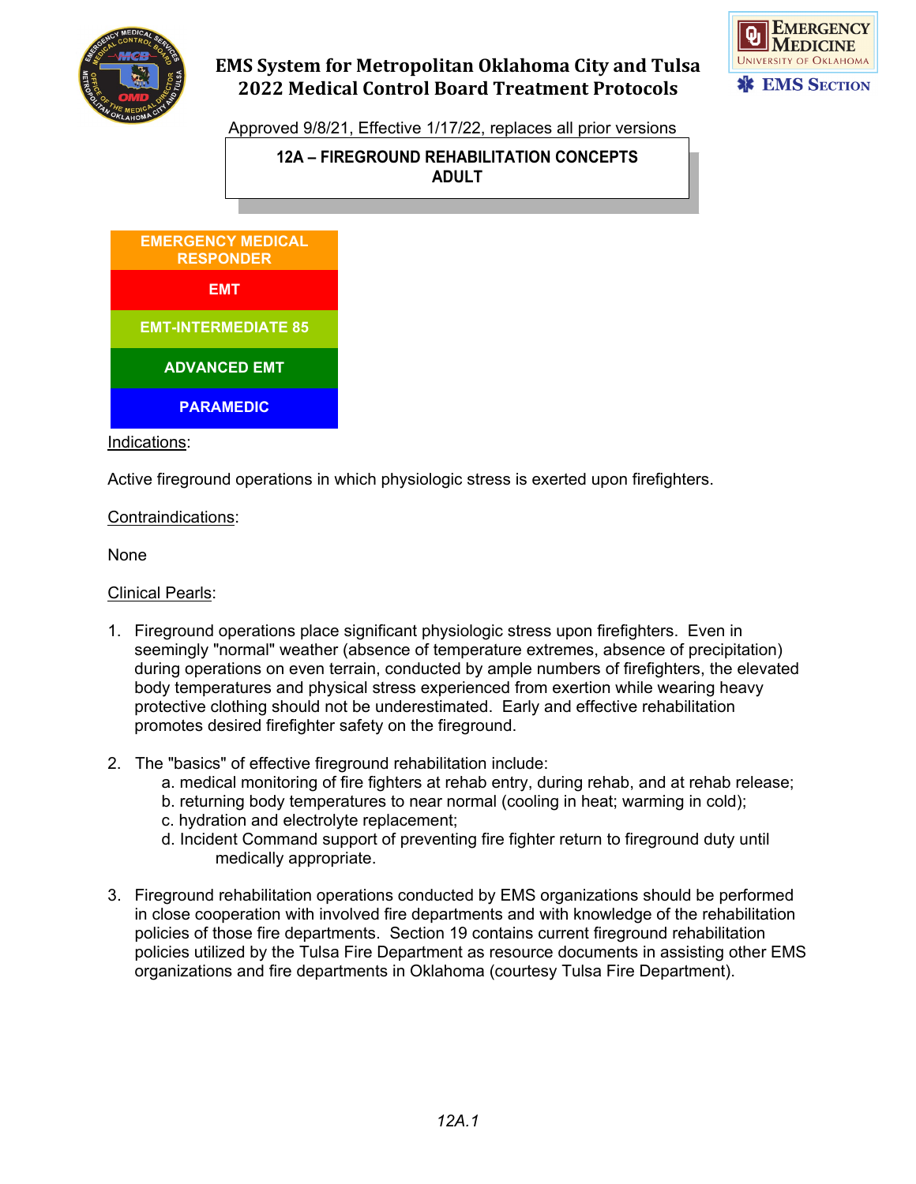# EMS System for Metropolitan Oklahoma City and Tulsa
# 2022 Medical Control Board Treatment Protocols

Approved 9/8/21, Effective 1/17/22, replaces all prior versions

## 12A – FIREGROUND REHABILITATION CONCEPTS ADULT

- EMERGENCY MEDICAL RESPONDER
- EMT
- EMT-INTERMEDIATE 85
- ADVANCED EMT
- PARAMEDIC

Indications:

Active fireground operations in which physiologic stress is exerted upon firefighters.

Contraindications:

None

Clinical Pearls:

1. Fireground operations place significant physiologic stress upon firefighters. Even in seemingly "normal" weather (absence of temperature extremes, absence of precipitation) during operations on even terrain, conducted by ample numbers of firefighters, the elevated body temperatures and physical stress experienced from exertion while wearing heavy protective clothing should not be underestimated. Early and effective rehabilitation promotes desired firefighter safety on the fireground.

2. The "basics" of effective fireground rehabilitation include:
   a. medical monitoring of fire fighters at rehab entry, during rehab, and at rehab release;
   b. returning body temperatures to near normal (cooling in heat; warming in cold);
   c. hydration and electrolyte replacement;
   d. Incident Command support of preventing fire fighter return to fireground duty until medically appropriate.

3. Fireground rehabilitation operations conducted by EMS organizations should be performed in close cooperation with involved fire departments and with knowledge of the rehabilitation policies of those fire departments. Section 19 contains current fireground rehabilitation policies utilized by the Tulsa Fire Department as resource documents in assisting other EMS organizations and fire departments in Oklahoma (courtesy Tulsa Fire Department).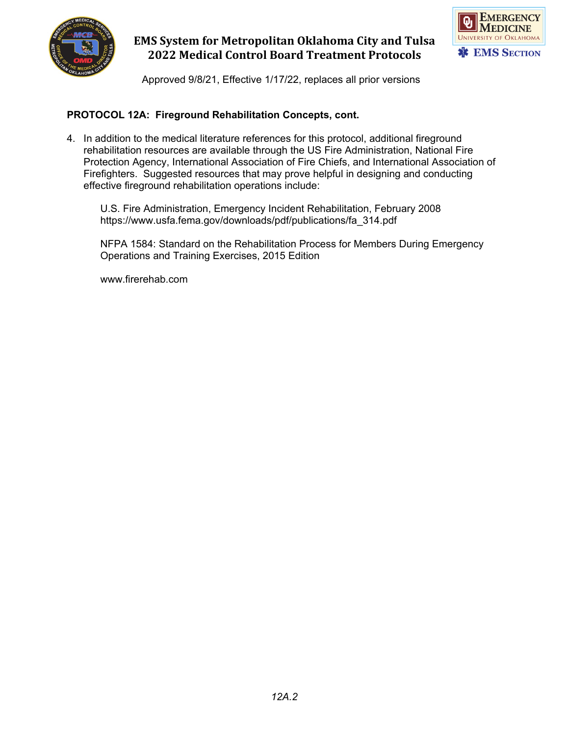**PROTOCOL 12A: Fireground Rehabilitation Concepts, cont.**

4. In addition to the medical literature references for this protocol, additional fireground rehabilitation resources are available through the US Fire Administration, National Fire Protection Agency, International Association of Fire Chiefs, and International Association of Firefighters. Suggested resources that may prove helpful in designing and conducting effective fireground rehabilitation operations include:

   U.S. Fire Administration, Emergency Incident Rehabilitation, February 2008
   https://www.usfa.fema.gov/downloads/pdf/publications/fa_314.pdf

   NFPA 1584: Standard on the Rehabilitation Process for Members During Emergency Operations and Training Exercises, 2015 Edition

   www.firerehab.com